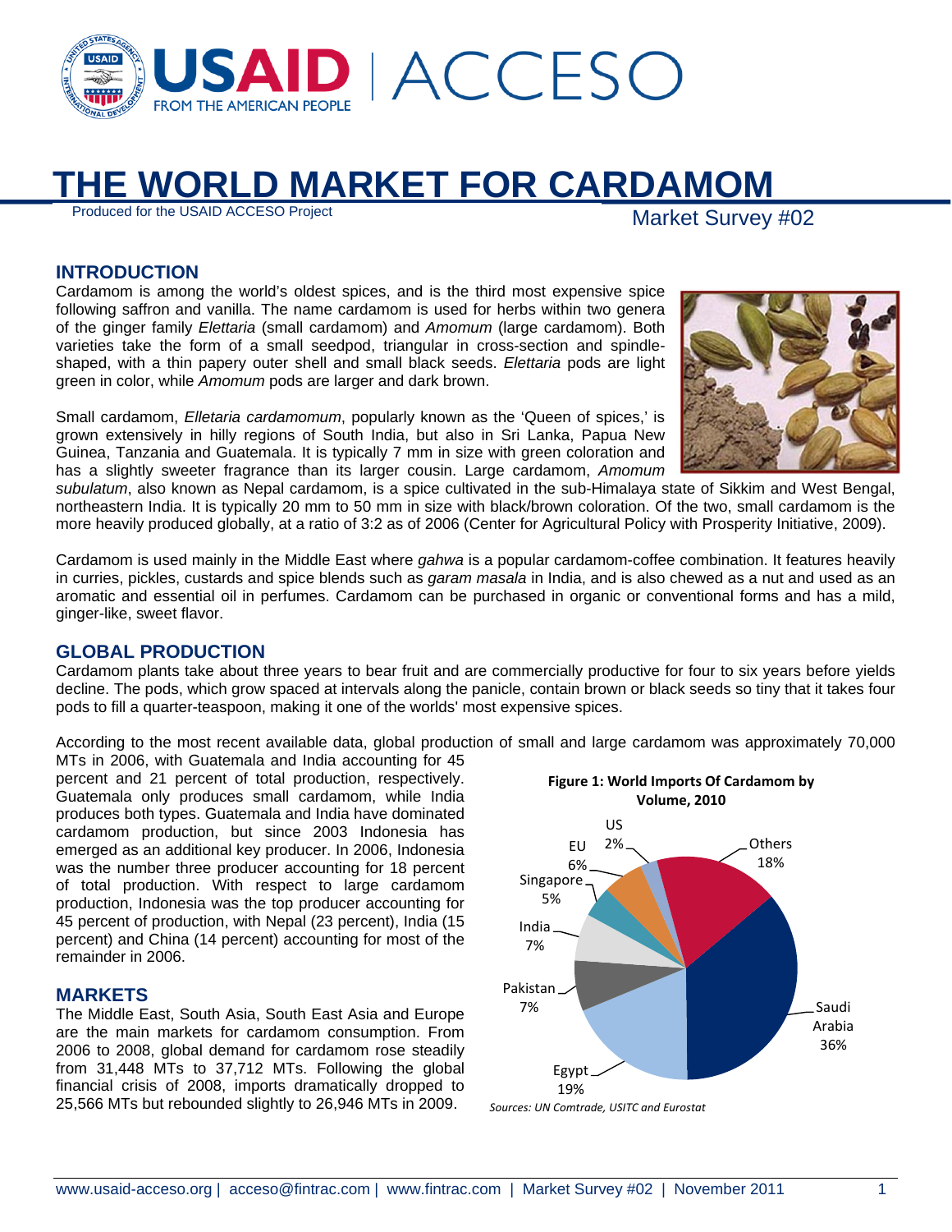# THE WORLD MARKET FOR CARDAMOM

Produced for the USAID ACCESO Project

Market Survey #02

## INTRODUCTION

Cardamom is among the world's oldest spices, and is the third most expensive spice following saffron and vanilla. The name cardamom is used for herbs within two genera of the ginger family *Elettaria* (small cardamom) and *Amomum* (large cardamom). Both varieties take the form of a small seedpod, triangular in cross-section and spindle-shaped, with a thin papery outer shell and small black seeds. *Elettaria* pods are light green in color, while *Amomum* pods are larger and dark brown.

Small cardamom, *Elletaria cardamomum*, popularly known as the 'Queen of spices,' is grown extensively in hilly regions of South India, but also in Sri Lanka, Papua New Guinea, Tanzania and Guatemala. It is typically 7 mm in size with green coloration and has a slightly sweeter fragrance than its larger cousin. Large cardamom, *Amomum subulatum*, also known as Nepal cardamom, is a spice cultivated in the sub-Himalaya state of Sikkim and West Bengal, northeastern India. It is typically 20 mm to 50 mm in size with black/brown coloration. Of the two, small cardamom is the more heavily produced globally, at a ratio of 3:2 as of 2006 (Center for Agricultural Policy with Prosperity Initiative, 2009).

Cardamom is used mainly in the Middle East where *gahwa* is a popular cardamom-coffee combination. It features heavily in curries, pickles, custards and spice blends such as *garam masala* in India, and is also chewed as a nut and used as an aromatic and essential oil in perfumes. Cardamom can be purchased in organic or conventional forms and has a mild, ginger-like, sweet flavor.

## GLOBAL PRODUCTION

Cardamom plants take about three years to bear fruit and are commercially productive for four to six years before yields decline. The pods, which grow spaced at intervals along the panicle, contain brown or black seeds so tiny that it takes four pods to fill a quarter-teaspoon, making it one of the worlds' most expensive spices.

According to the most recent available data, global production of small and large cardamom was approximately 70,000 MTs in 2006, with Guatemala and India accounting for 45 percent and 21 percent of total production, respectively. Guatemala only produces small cardamom, while India produces both types. Guatemala and India have dominated cardamom production, but since 2003 Indonesia has emerged as an additional key producer. In 2006, Indonesia was the number three producer accounting for 18 percent of total production. With respect to large cardamom production, Indonesia was the top producer accounting for 45 percent of production, with Nepal (23 percent), India (15 percent) and China (14 percent) accounting for most of the remainder in 2006.

## MARKETS

The Middle East, South Asia, South East Asia and Europe are the main markets for cardamom consumption. From 2006 to 2008, global demand for cardamom rose steadily from 31,448 MTs to 37,712 MTs. Following the global financial crisis of 2008, imports dramatically dropped to 25,566 MTs but rebounded slightly to 26,946 MTs in 2009.

**Figure 1: World Imports Of Cardamom by Volume, 2010**

| Country | Share |
|---|---|
| Saudi Arabia | 36% |
| Egypt | 19% |
| Others | 18% |
| Pakistan | 7% |
| India | 7% |
| EU | 6% |
| Singapore | 5% |
| US | 2% |

*Sources: UN Comtrade, USITC and Eurostat*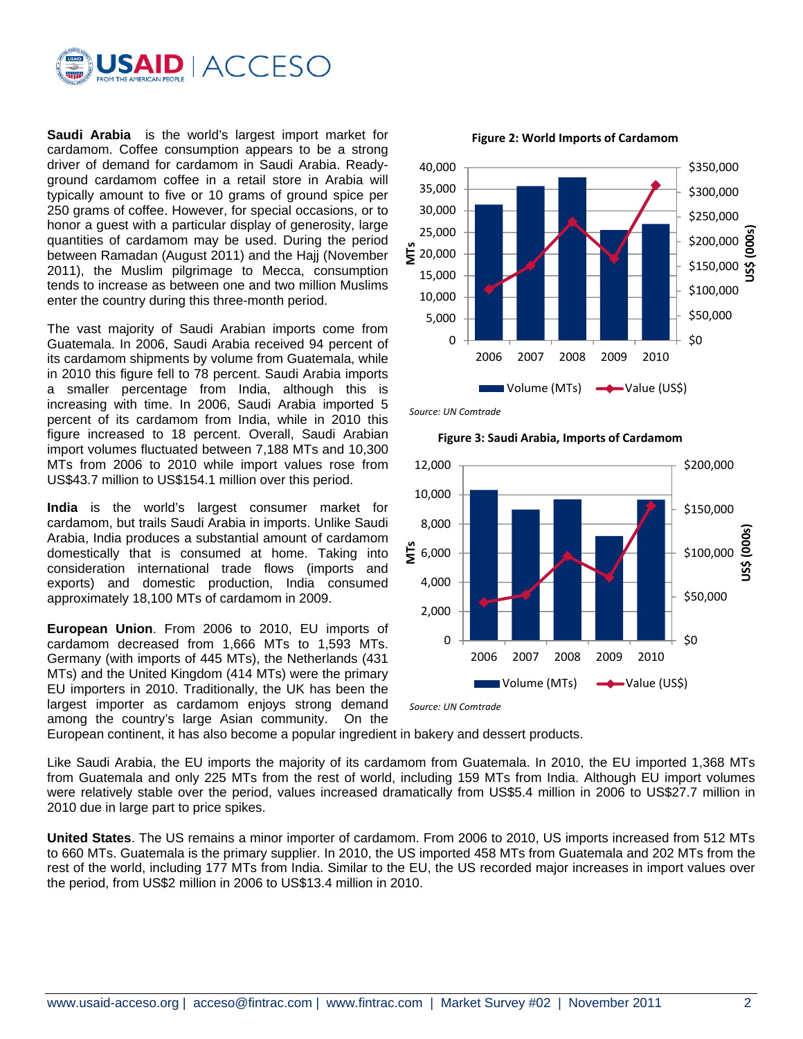**Saudi Arabia** is the world's largest import market for cardamom. Coffee consumption appears to be a strong driver of demand for cardamom in Saudi Arabia. Ready-ground cardamom coffee in a retail store in Arabia will typically amount to five or 10 grams of ground spice per 250 grams of coffee. However, for special occasions, or to honor a guest with a particular display of generosity, large quantities of cardamom may be used. During the period between Ramadan (August 2011) and the Hajj (November 2011), the Muslim pilgrimage to Mecca, consumption tends to increase as between one and two million Muslims enter the country during this three-month period.

The vast majority of Saudi Arabian imports come from Guatemala. In 2006, Saudi Arabia received 94 percent of its cardamom shipments by volume from Guatemala, while in 2010 this figure fell to 78 percent. Saudi Arabia imports a smaller percentage from India, although this is increasing with time. In 2006, Saudi Arabia imported 5 percent of its cardamom from India, while in 2010 this figure increased to 18 percent. Overall, Saudi Arabian import volumes fluctuated between 7,188 MTs and 10,300 MTs from 2006 to 2010 while import values rose from US$43.7 million to US$154.1 million over this period.

**India** is the world's largest consumer market for cardamom, but trails Saudi Arabia in imports. Unlike Saudi Arabia, India produces a substantial amount of cardamom domestically that is consumed at home. Taking into consideration international trade flows (imports and exports) and domestic production, India consumed approximately 18,100 MTs of cardamom in 2009.

**European Union**. From 2006 to 2010, EU imports of cardamom decreased from 1,666 MTs to 1,593 MTs. Germany (with imports of 445 MTs), the Netherlands (431 MTs) and the United Kingdom (414 MTs) were the primary EU importers in 2010. Traditionally, the UK has been the largest importer as cardamom enjoys strong demand among the country's large Asian community. On the European continent, it has also become a popular ingredient in bakery and dessert products.

**Figure 2: World Imports of Cardamom**

*Source: UN Comtrade*

**Figure 3: Saudi Arabia, Imports of Cardamom**

*Source: UN Comtrade*

Like Saudi Arabia, the EU imports the majority of its cardamom from Guatemala. In 2010, the EU imported 1,368 MTs from Guatemala and only 225 MTs from the rest of world, including 159 MTs from India. Although EU import volumes were relatively stable over the period, values increased dramatically from US$5.4 million in 2006 to US$27.7 million in 2010 due in large part to price spikes.

**United States**. The US remains a minor importer of cardamom. From 2006 to 2010, US imports increased from 512 MTs to 660 MTs. Guatemala is the primary supplier. In 2010, the US imported 458 MTs from Guatemala and 202 MTs from the rest of the world, including 177 MTs from India. Similar to the EU, the US recorded major increases in import values over the period, from US$2 million in 2006 to US$13.4 million in 2010.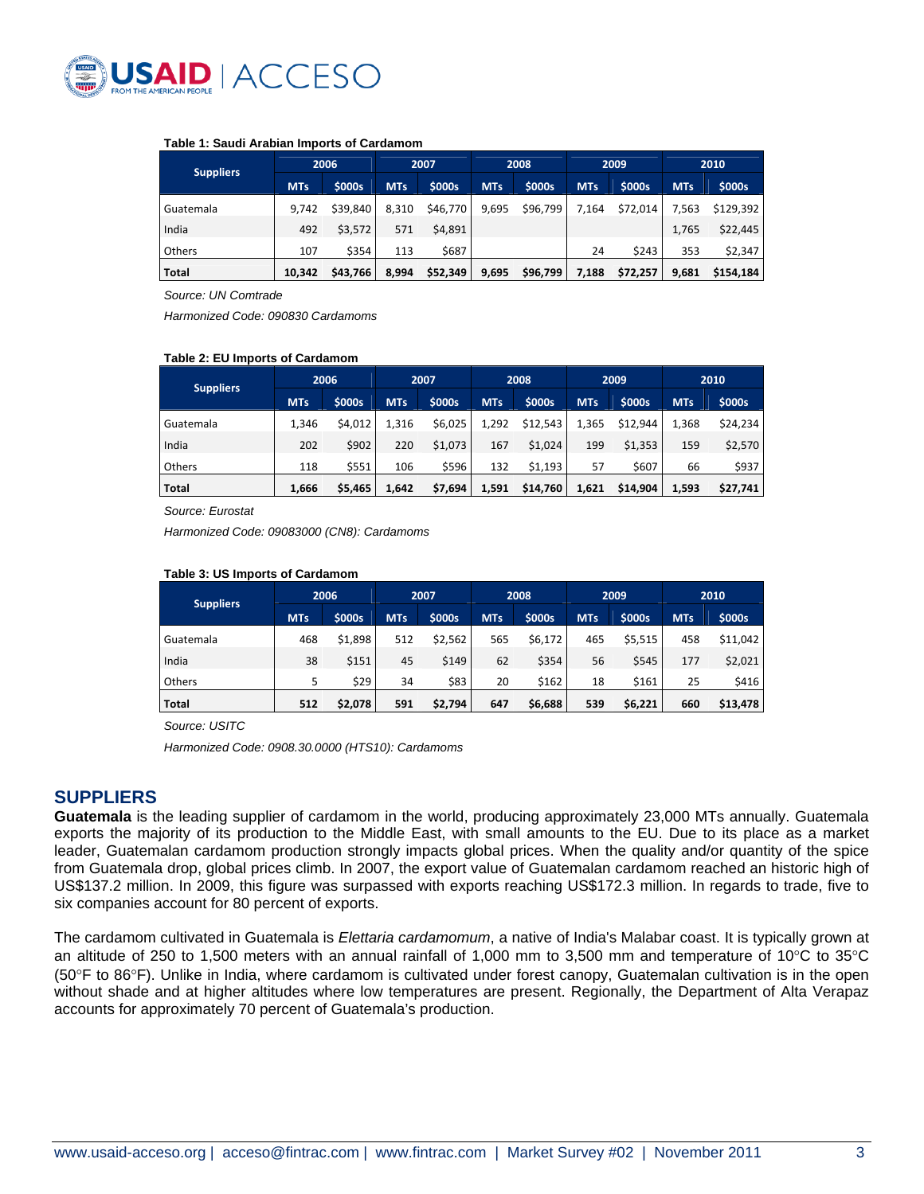**Table 1: Saudi Arabian Imports of Cardamom**

| Suppliers | 2006 | | 2007 | | 2008 | | 2009 | | 2010 | |
|---|---|---|---|---|---|---|---|---|---|---|
| | MTs | $000s | MTs | $000s | MTs | $000s | MTs | $000s | MTs | $000s |
| Guatemala | 9,742 | $39,840 | 8,310 | $46,770 | 9,695 | $96,799 | 7,164 | $72,014 | 7,563 | $129,392 |
| India | 492 | $3,572 | 571 | $4,891 | | | | | 1,765 | $22,445 |
| Others | 107 | $354 | 113 | $687 | | | 24 | $243 | 353 | $2,347 |
| **Total** | **10,342** | **$43,766** | **8,994** | **$52,349** | **9,695** | **$96,799** | **7,188** | **$72,257** | **9,681** | **$154,184** |

*Source: UN Comtrade*

*Harmonized Code: 090830 Cardamoms*

**Table 2: EU Imports of Cardamom**

| Suppliers | 2006 | | 2007 | | 2008 | | 2009 | | 2010 | |
|---|---|---|---|---|---|---|---|---|---|---|
| | MTs | $000s | MTs | $000s | MTs | $000s | MTs | $000s | MTs | $000s |
| Guatemala | 1,346 | $4,012 | 1,316 | $6,025 | 1,292 | $12,543 | 1,365 | $12,944 | 1,368 | $24,234 |
| India | 202 | $902 | 220 | $1,073 | 167 | $1,024 | 199 | $1,353 | 159 | $2,570 |
| Others | 118 | $551 | 106 | $596 | 132 | $1,193 | 57 | $607 | 66 | $937 |
| **Total** | **1,666** | **$5,465** | **1,642** | **$7,694** | **1,591** | **$14,760** | **1,621** | **$14,904** | **1,593** | **$27,741** |

*Source: Eurostat*

*Harmonized Code: 09083000 (CN8): Cardamoms*

**Table 3: US Imports of Cardamom**

| Suppliers | 2006 | | 2007 | | 2008 | | 2009 | | 2010 | |
|---|---|---|---|---|---|---|---|---|---|---|
| | MTs | $000s | MTs | $000s | MTs | $000s | MTs | $000s | MTs | $000s |
| Guatemala | 468 | $1,898 | 512 | $2,562 | 565 | $6,172 | 465 | $5,515 | 458 | $11,042 |
| India | 38 | $151 | 45 | $149 | 62 | $354 | 56 | $545 | 177 | $2,021 |
| Others | 5 | $29 | 34 | $83 | 20 | $162 | 18 | $161 | 25 | $416 |
| **Total** | **512** | **$2,078** | **591** | **$2,794** | **647** | **$6,688** | **539** | **$6,221** | **660** | **$13,478** |

*Source: USITC*

*Harmonized Code: 0908.30.0000 (HTS10): Cardamoms*

## SUPPLIERS

**Guatemala** is the leading supplier of cardamom in the world, producing approximately 23,000 MTs annually. Guatemala exports the majority of its production to the Middle East, with small amounts to the EU. Due to its place as a market leader, Guatemalan cardamom production strongly impacts global prices. When the quality and/or quantity of the spice from Guatemala drop, global prices climb. In 2007, the export value of Guatemalan cardamom reached an historic high of US$137.2 million. In 2009, this figure was surpassed with exports reaching US$172.3 million. In regards to trade, five to six companies account for 80 percent of exports.

The cardamom cultivated in Guatemala is *Elettaria cardamomum*, a native of India's Malabar coast. It is typically grown at an altitude of 250 to 1,500 meters with an annual rainfall of 1,000 mm to 3,500 mm and temperature of 10°C to 35°C (50°F to 86°F). Unlike in India, where cardamom is cultivated under forest canopy, Guatemalan cultivation is in the open without shade and at higher altitudes where low temperatures are present. Regionally, the Department of Alta Verapaz accounts for approximately 70 percent of Guatemala's production.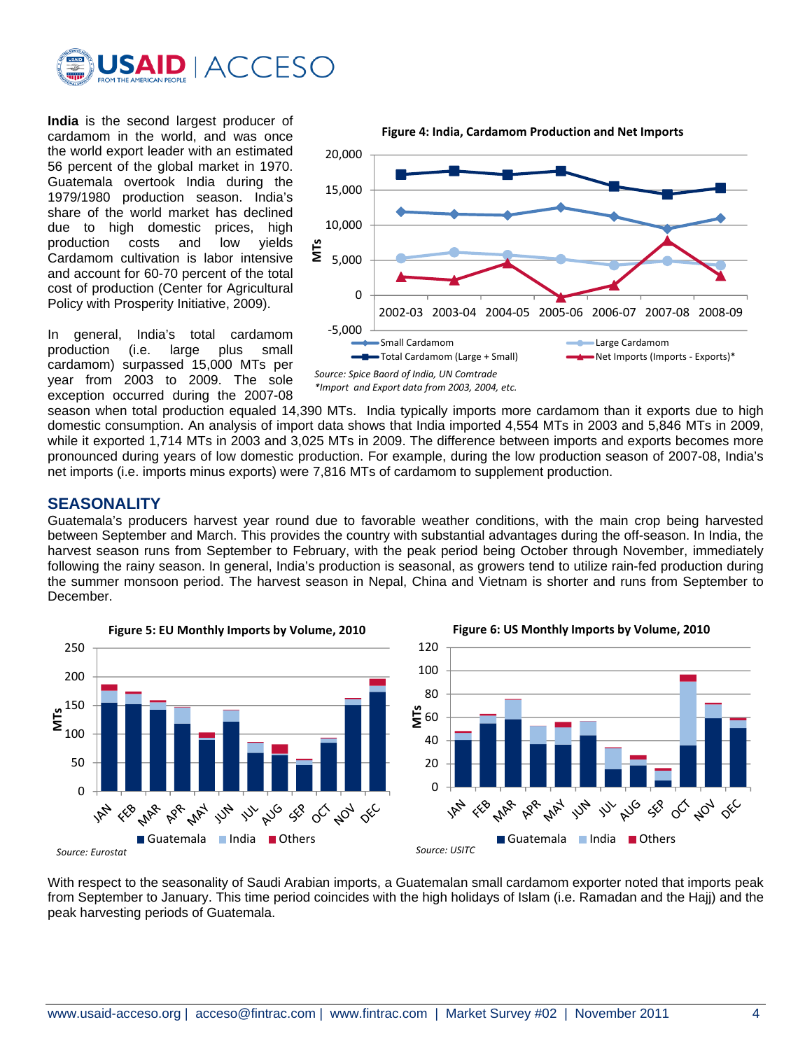**India** is the second largest producer of cardamom in the world, and was once the world export leader with an estimated 56 percent of the global market in 1970. Guatemala overtook India during the 1979/1980 production season. India's share of the world market has declined due to high domestic prices, high production costs and low yields Cardamom cultivation is labor intensive and account for 60-70 percent of the total cost of production (Center for Agricultural Policy with Prosperity Initiative, 2009).

**Figure 4: India, Cardamom Production and Net Imports**

Source: Spice Baord of India, UN Comtrade
*Import and Export data from 2003, 2004, etc.

In general, India's total cardamom production (i.e. large plus small cardamom) surpassed 15,000 MTs per year from 2003 to 2009. The sole exception occurred during the 2007-08 season when total production equaled 14,390 MTs. India typically imports more cardamom than it exports due to high domestic consumption. An analysis of import data shows that India imported 4,554 MTs in 2003 and 5,846 MTs in 2009, while it exported 1,714 MTs in 2003 and 3,025 MTs in 2009. The difference between imports and exports becomes more pronounced during years of low domestic production. For example, during the low production season of 2007-08, India's net imports (i.e. imports minus exports) were 7,816 MTs of cardamom to supplement production.

## SEASONALITY

Guatemala's producers harvest year round due to favorable weather conditions, with the main crop being harvested between September and March. This provides the country with substantial advantages during the off-season. In India, the harvest season runs from September to February, with the peak period being October through November, immediately following the rainy season. In general, India's production is seasonal, as growers tend to utilize rain-fed production during the summer monsoon period. The harvest season in Nepal, China and Vietnam is shorter and runs from September to December.

**Figure 5: EU Monthly Imports by Volume, 2010**

Source: Eurostat

**Figure 6: US Monthly Imports by Volume, 2010**

Source: USITC

With respect to the seasonality of Saudi Arabian imports, a Guatemalan small cardamom exporter noted that imports peak from September to January. This time period coincides with the high holidays of Islam (i.e. Ramadan and the Hajj) and the peak harvesting periods of Guatemala.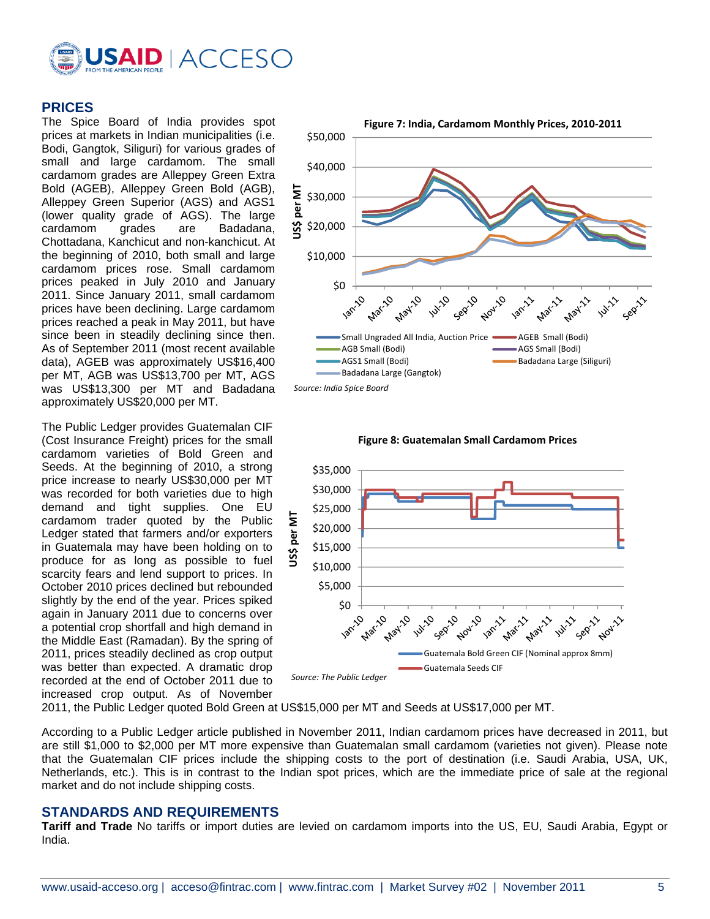## PRICES

The Spice Board of India provides spot prices at markets in Indian municipalities (i.e. Bodi, Gangtok, Siliguri) for various grades of small and large cardamom. The small cardamom grades are Alleppey Green Extra Bold (AGEB), Alleppey Green Bold (AGB), Alleppey Green Superior (AGS) and AGS1 (lower quality grade of AGS). The large cardamom grades are Badadana, Chottadana, Kanchicut and non-kanchicut. At the beginning of 2010, both small and large cardamom prices rose. Small cardamom prices peaked in July 2010 and January 2011. Since January 2011, small cardamom prices have been declining. Large cardamom prices reached a peak in May 2011, but have since been in steadily declining since then. As of September 2011 (most recent available data), AGEB was approximately US$16,400 per MT, AGB was US$13,700 per MT, AGS was US$13,300 per MT and Badadana approximately US$20,000 per MT.

**Figure 7: India, Cardamom Monthly Prices, 2010-2011**

*Source: India Spice Board*

The Public Ledger provides Guatemalan CIF (Cost Insurance Freight) prices for the small cardamom varieties of Bold Green and Seeds. At the beginning of 2010, a strong price increase to nearly US$30,000 per MT was recorded for both varieties due to high demand and tight supplies. One EU cardamom trader quoted by the Public Ledger stated that farmers and/or exporters in Guatemala may have been holding on to produce for as long as possible to fuel scarcity fears and lend support to prices. In October 2010 prices declined but rebounded slightly by the end of the year. Prices spiked again in January 2011 due to concerns over a potential crop shortfall and high demand in the Middle East (Ramadan). By the spring of 2011, prices steadily declined as crop output was better than expected. A dramatic drop recorded at the end of October 2011 due to increased crop output. As of November 2011, the Public Ledger quoted Bold Green at US$15,000 per MT and Seeds at US$17,000 per MT.

**Figure 8: Guatemalan Small Cardamom Prices**

*Source: The Public Ledger*

According to a Public Ledger article published in November 2011, Indian cardamom prices have decreased in 2011, but are still $1,000 to $2,000 per MT more expensive than Guatemalan small cardamom (varieties not given). Please note that the Guatemalan CIF prices include the shipping costs to the port of destination (i.e. Saudi Arabia, USA, UK, Netherlands, etc.). This is in contrast to the Indian spot prices, which are the immediate price of sale at the regional market and do not include shipping costs.

## STANDARDS AND REQUIREMENTS

**Tariff and Trade** No tariffs or import duties are levied on cardamom imports into the US, EU, Saudi Arabia, Egypt or India.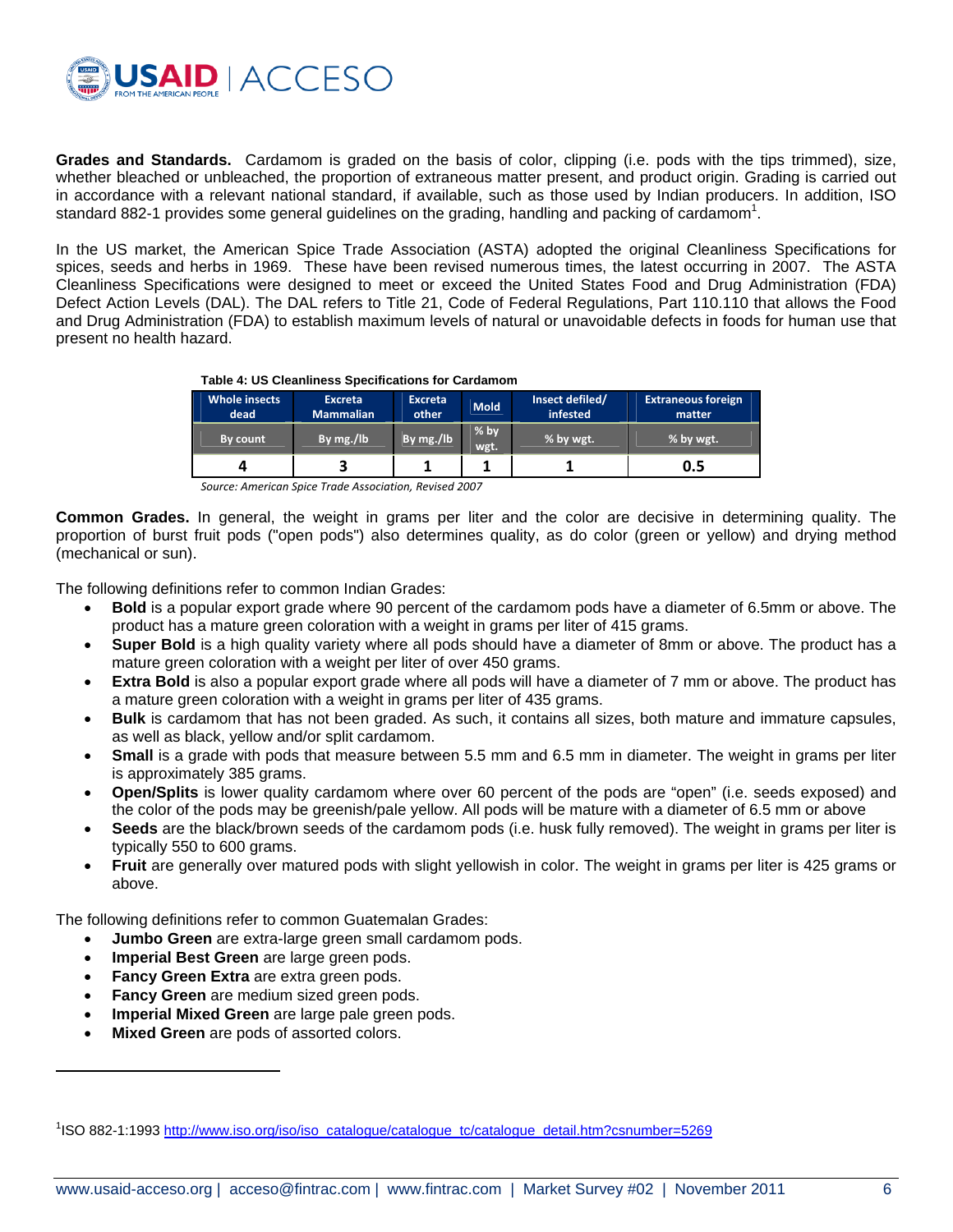**Grades and Standards.** Cardamom is graded on the basis of color, clipping (i.e. pods with the tips trimmed), size, whether bleached or unbleached, the proportion of extraneous matter present, and product origin. Grading is carried out in accordance with a relevant national standard, if available, such as those used by Indian producers. In addition, ISO standard 882-1 provides some general guidelines on the grading, handling and packing of cardamom[1].

In the US market, the American Spice Trade Association (ASTA) adopted the original Cleanliness Specifications for spices, seeds and herbs in 1969. These have been revised numerous times, the latest occurring in 2007. The ASTA Cleanliness Specifications were designed to meet or exceed the United States Food and Drug Administration (FDA) Defect Action Levels (DAL). The DAL refers to Title 21, Code of Federal Regulations, Part 110.110 that allows the Food and Drug Administration (FDA) to establish maximum levels of natural or unavoidable defects in foods for human use that present no health hazard.

**Table 4: US Cleanliness Specifications for Cardamom**

| Whole insects dead | Excreta Mammalian | Excreta other | Mold | Insect defiled/ infested | Extraneous foreign matter |
|---|---|---|---|---|---|
| By count | By mg./lb | By mg./lb | % by wgt. | % by wgt. | % by wgt. |
| 4 | 3 | 1 | 1 | 1 | 0.5 |

*Source: American Spice Trade Association, Revised 2007*

**Common Grades.** In general, the weight in grams per liter and the color are decisive in determining quality. The proportion of burst fruit pods ("open pods") also determines quality, as do color (green or yellow) and drying method (mechanical or sun).

The following definitions refer to common Indian Grades:

- **Bold** is a popular export grade where 90 percent of the cardamom pods have a diameter of 6.5mm or above. The product has a mature green coloration with a weight in grams per liter of 415 grams.
- **Super Bold** is a high quality variety where all pods should have a diameter of 8mm or above. The product has a mature green coloration with a weight per liter of over 450 grams.
- **Extra Bold** is also a popular export grade where all pods will have a diameter of 7 mm or above. The product has a mature green coloration with a weight in grams per liter of 435 grams.
- **Bulk** is cardamom that has not been graded. As such, it contains all sizes, both mature and immature capsules, as well as black, yellow and/or split cardamom.
- **Small** is a grade with pods that measure between 5.5 mm and 6.5 mm in diameter. The weight in grams per liter is approximately 385 grams.
- **Open/Splits** is lower quality cardamom where over 60 percent of the pods are "open" (i.e. seeds exposed) and the color of the pods may be greenish/pale yellow. All pods will be mature with a diameter of 6.5 mm or above
- **Seeds** are the black/brown seeds of the cardamom pods (i.e. husk fully removed). The weight in grams per liter is typically 550 to 600 grams.
- **Fruit** are generally over matured pods with slight yellowish in color. The weight in grams per liter is 425 grams or above.

The following definitions refer to common Guatemalan Grades:

- **Jumbo Green** are extra-large green small cardamom pods.
- **Imperial Best Green** are large green pods.
- **Fancy Green Extra** are extra green pods.
- **Fancy Green** are medium sized green pods.
- **Imperial Mixed Green** are large pale green pods.
- **Mixed Green** are pods of assorted colors.

---

[1] ISO 882-1:1993 http://www.iso.org/iso/iso_catalogue/catalogue_tc/catalogue_detail.htm?csnumber=5269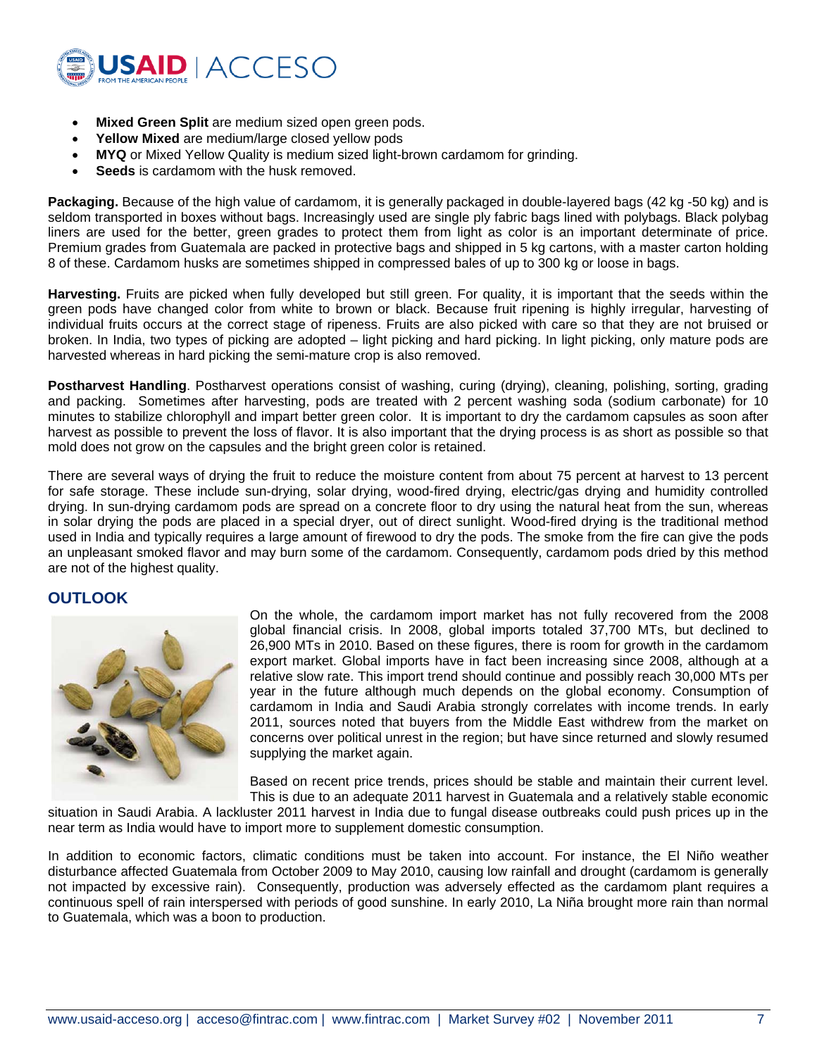- **Mixed Green Split** are medium sized open green pods.
- **Yellow Mixed** are medium/large closed yellow pods
- **MYQ** or Mixed Yellow Quality is medium sized light-brown cardamom for grinding.
- **Seeds** is cardamom with the husk removed.

**Packaging.** Because of the high value of cardamom, it is generally packaged in double-layered bags (42 kg -50 kg) and is seldom transported in boxes without bags. Increasingly used are single ply fabric bags lined with polybags. Black polybag liners are used for the better, green grades to protect them from light as color is an important determinate of price. Premium grades from Guatemala are packed in protective bags and shipped in 5 kg cartons, with a master carton holding 8 of these. Cardamom husks are sometimes shipped in compressed bales of up to 300 kg or loose in bags.

**Harvesting.** Fruits are picked when fully developed but still green. For quality, it is important that the seeds within the green pods have changed color from white to brown or black. Because fruit ripening is highly irregular, harvesting of individual fruits occurs at the correct stage of ripeness. Fruits are also picked with care so that they are not bruised or broken. In India, two types of picking are adopted – light picking and hard picking. In light picking, only mature pods are harvested whereas in hard picking the semi-mature crop is also removed.

**Postharvest Handling**. Postharvest operations consist of washing, curing (drying), cleaning, polishing, sorting, grading and packing. Sometimes after harvesting, pods are treated with 2 percent washing soda (sodium carbonate) for 10 minutes to stabilize chlorophyll and impart better green color. It is important to dry the cardamom capsules as soon after harvest as possible to prevent the loss of flavor. It is also important that the drying process is as short as possible so that mold does not grow on the capsules and the bright green color is retained.

There are several ways of drying the fruit to reduce the moisture content from about 75 percent at harvest to 13 percent for safe storage. These include sun-drying, solar drying, wood-fired drying, electric/gas drying and humidity controlled drying. In sun-drying cardamom pods are spread on a concrete floor to dry using the natural heat from the sun, whereas in solar drying the pods are placed in a special dryer, out of direct sunlight. Wood-fired drying is the traditional method used in India and typically requires a large amount of firewood to dry the pods. The smoke from the fire can give the pods an unpleasant smoked flavor and may burn some of the cardamom. Consequently, cardamom pods dried by this method are not of the highest quality.

## OUTLOOK

On the whole, the cardamom import market has not fully recovered from the 2008 global financial crisis. In 2008, global imports totaled 37,700 MTs, but declined to 26,900 MTs in 2010. Based on these figures, there is room for growth in the cardamom export market. Global imports have in fact been increasing since 2008, although at a relative slow rate. This import trend should continue and possibly reach 30,000 MTs per year in the future although much depends on the global economy. Consumption of cardamom in India and Saudi Arabia strongly correlates with income trends. In early 2011, sources noted that buyers from the Middle East withdrew from the market on concerns over political unrest in the region; but have since returned and slowly resumed supplying the market again.

Based on recent price trends, prices should be stable and maintain their current level. This is due to an adequate 2011 harvest in Guatemala and a relatively stable economic situation in Saudi Arabia. A lackluster 2011 harvest in India due to fungal disease outbreaks could push prices up in the near term as India would have to import more to supplement domestic consumption.

In addition to economic factors, climatic conditions must be taken into account. For instance, the El Niño weather disturbance affected Guatemala from October 2009 to May 2010, causing low rainfall and drought (cardamom is generally not impacted by excessive rain). Consequently, production was adversely effected as the cardamom plant requires a continuous spell of rain interspersed with periods of good sunshine. In early 2010, La Niña brought more rain than normal to Guatemala, which was a boon to production.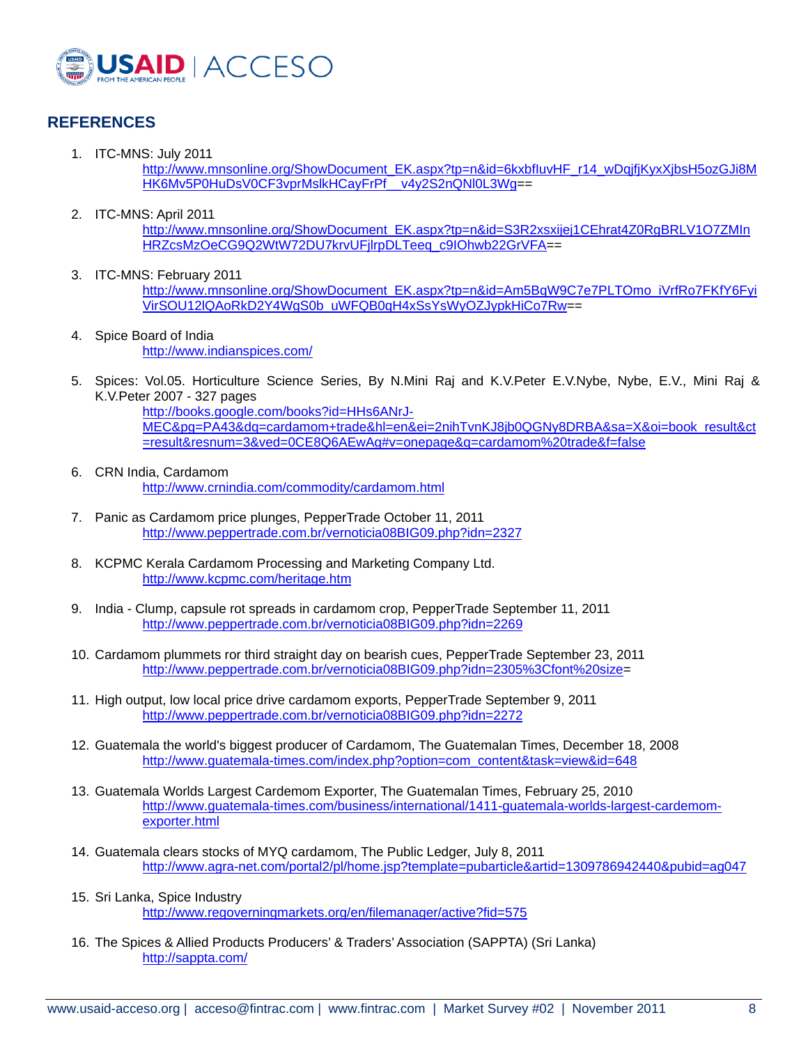## REFERENCES

1. ITC-MNS: July 2011
   http://www.mnsonline.org/ShowDocument_EK.aspx?tp=n&id=6kxbfIuvHF_r14_wDqjfjKyxXjbsH5ozGJi8MHK6Mv5P0HuDsV0CF3vprMslkHCayFrPf__v4y2S2nQNl0L3Wg==

2. ITC-MNS: April 2011
   http://www.mnsonline.org/ShowDocument_EK.aspx?tp=n&id=S3R2xsxijej1CEhrat4Z0RgBRLV1O7ZMInHRZcsMzOeCG9Q2WtW72DU7krvUFjlrpDLTeeq_c9IOhwb22GrVFA==

3. ITC-MNS: February 2011
   http://www.mnsonline.org/ShowDocument_EK.aspx?tp=n&id=Am5BqW9C7e7PLTOmo_iVrfRo7FKfY6FyiVirSOU12lQAoRkD2Y4WgS0b_uWFQB0qH4xSsYsWyOZJypkHiCo7Rw==

4. Spice Board of India
   http://www.indianspices.com/

5. Spices: Vol.05. Horticulture Science Series, By N.Mini Raj and K.V.Peter E.V.Nybe, Nybe, E.V., Mini Raj & K.V.Peter 2007 - 327 pages
   http://books.google.com/books?id=HHs6ANrJ-MEC&pg=PA43&dq=cardamom+trade&hl=en&ei=2nihTvnKJ8jb0QGNy8DRBA&sa=X&oi=book_result&ct=result&resnum=3&ved=0CE8Q6AEwAg#v=onepage&q=cardamom%20trade&f=false

6. CRN India, Cardamom
   http://www.crnindia.com/commodity/cardamom.html

7. Panic as Cardamom price plunges, PepperTrade October 11, 2011
   http://www.peppertrade.com.br/vernoticia08BIG09.php?idn=2327

8. KCPMC Kerala Cardamom Processing and Marketing Company Ltd.
   http://www.kcpmc.com/heritage.htm

9. India - Clump, capsule rot spreads in cardamom crop, PepperTrade September 11, 2011
   http://www.peppertrade.com.br/vernoticia08BIG09.php?idn=2269

10. Cardamom plummets ror third straight day on bearish cues, PepperTrade September 23, 2011
    http://www.peppertrade.com.br/vernoticia08BIG09.php?idn=2305%3Cfont%20size=

11. High output, low local price drive cardamom exports, PepperTrade September 9, 2011
    http://www.peppertrade.com.br/vernoticia08BIG09.php?idn=2272

12. Guatemala the world's biggest producer of Cardamom, The Guatemalan Times, December 18, 2008
    http://www.guatemala-times.com/index.php?option=com_content&task=view&id=648

13. Guatemala Worlds Largest Cardemom Exporter, The Guatemalan Times, February 25, 2010
    http://www.guatemala-times.com/business/international/1411-guatemala-worlds-largest-cardemom-exporter.html

14. Guatemala clears stocks of MYQ cardamom, The Public Ledger, July 8, 2011
    http://www.agra-net.com/portal2/pl/home.jsp?template=pubarticle&artid=1309786942440&pubid=ag047

15. Sri Lanka, Spice Industry
    http://www.regoverningmarkets.org/en/filemanager/active?fid=575

16. The Spices & Allied Products Producers' & Traders' Association (SAPPTA) (Sri Lanka)
    http://sappta.com/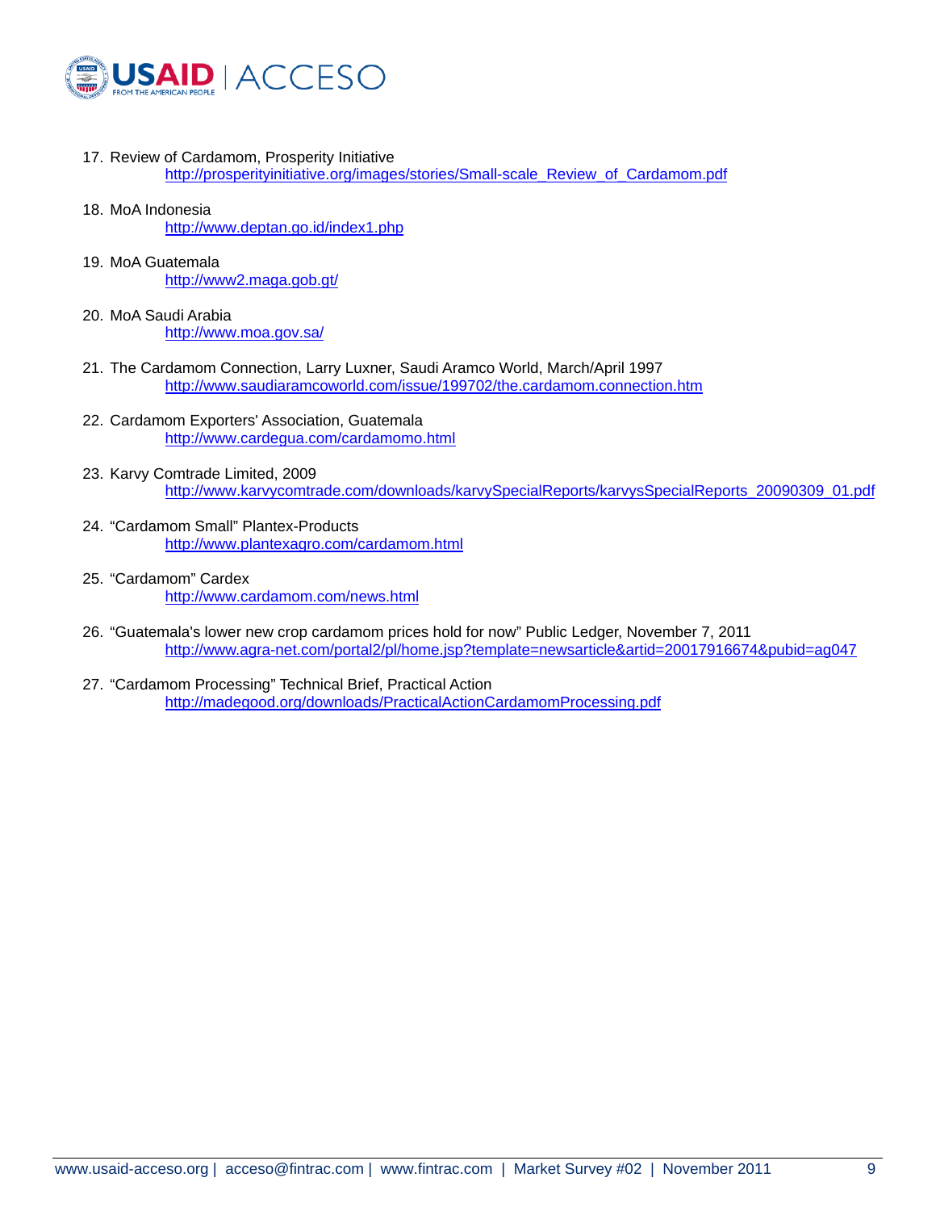17. Review of Cardamom, Prosperity Initiative
    http://prosperityinitiative.org/images/stories/Small-scale_Review_of_Cardamom.pdf

18. MoA Indonesia
    http://www.deptan.go.id/index1.php

19. MoA Guatemala
    http://www2.maga.gob.gt/

20. MoA Saudi Arabia
    http://www.moa.gov.sa/

21. The Cardamom Connection, Larry Luxner, Saudi Aramco World, March/April 1997
    http://www.saudiaramcoworld.com/issue/199702/the.cardamom.connection.htm

22. Cardamom Exporters' Association, Guatemala
    http://www.cardegua.com/cardamomo.html

23. Karvy Comtrade Limited, 2009
    http://www.karvycomtrade.com/downloads/karvySpecialReports/karvysSpecialReports_20090309_01.pdf

24. "Cardamom Small" Plantex-Products
    http://www.plantexagro.com/cardamom.html

25. "Cardamom" Cardex
    http://www.cardamom.com/news.html

26. "Guatemala's lower new crop cardamom prices hold for now" Public Ledger, November 7, 2011
    http://www.agra-net.com/portal2/pl/home.jsp?template=newsarticle&artid=20017916674&pubid=ag047

27. "Cardamom Processing" Technical Brief, Practical Action
    http://madegood.org/downloads/PracticalActionCardamomProcessing.pdf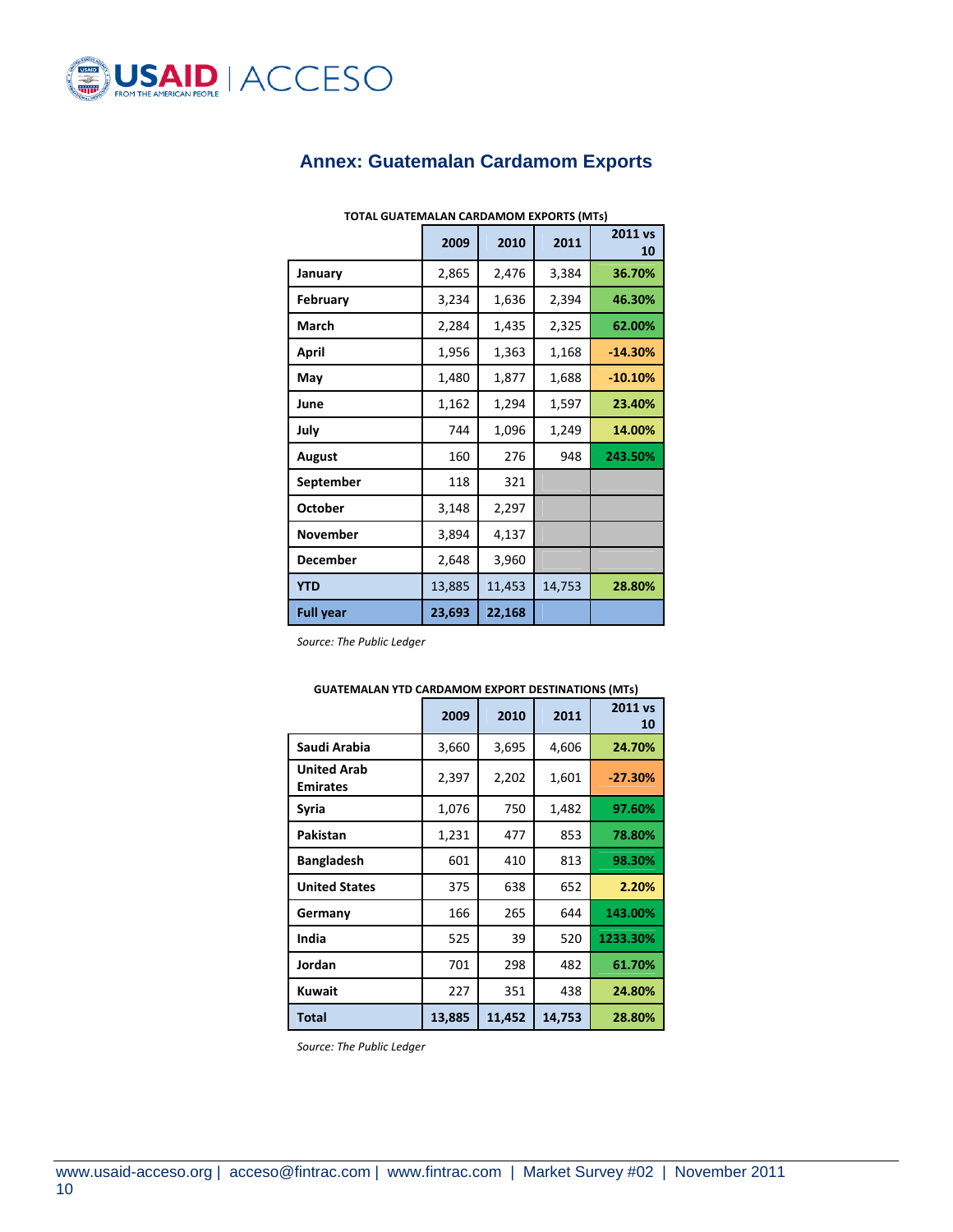## Annex: Guatemalan Cardamom Exports

**TOTAL GUATEMALAN CARDAMOM EXPORTS (MTs)**

| | 2009 | 2010 | 2011 | 2011 vs 10 |
|---|---|---|---|---|
| **January** | 2,865 | 2,476 | 3,384 | 36.70% |
| **February** | 3,234 | 1,636 | 2,394 | 46.30% |
| **March** | 2,284 | 1,435 | 2,325 | 62.00% |
| **April** | 1,956 | 1,363 | 1,168 | -14.30% |
| **May** | 1,480 | 1,877 | 1,688 | -10.10% |
| **June** | 1,162 | 1,294 | 1,597 | 23.40% |
| **July** | 744 | 1,096 | 1,249 | 14.00% |
| **August** | 160 | 276 | 948 | 243.50% |
| **September** | 118 | 321 | | |
| **October** | 3,148 | 2,297 | | |
| **November** | 3,894 | 4,137 | | |
| **December** | 2,648 | 3,960 | | |
| **YTD** | 13,885 | 11,453 | 14,753 | 28.80% |
| **Full year** | **23,693** | **22,168** | | |

*Source: The Public Ledger*

**GUATEMALAN YTD CARDAMOM EXPORT DESTINATIONS (MTs)**

| | 2009 | 2010 | 2011 | 2011 vs 10 |
|---|---|---|---|---|
| **Saudi Arabia** | 3,660 | 3,695 | 4,606 | 24.70% |
| **United Arab Emirates** | 2,397 | 2,202 | 1,601 | -27.30% |
| **Syria** | 1,076 | 750 | 1,482 | 97.60% |
| **Pakistan** | 1,231 | 477 | 853 | 78.80% |
| **Bangladesh** | 601 | 410 | 813 | 98.30% |
| **United States** | 375 | 638 | 652 | 2.20% |
| **Germany** | 166 | 265 | 644 | 143.00% |
| **India** | 525 | 39 | 520 | 1233.30% |
| **Jordan** | 701 | 298 | 482 | 61.70% |
| **Kuwait** | 227 | 351 | 438 | 24.80% |
| **Total** | **13,885** | **11,452** | **14,753** | **28.80%** |

*Source: The Public Ledger*